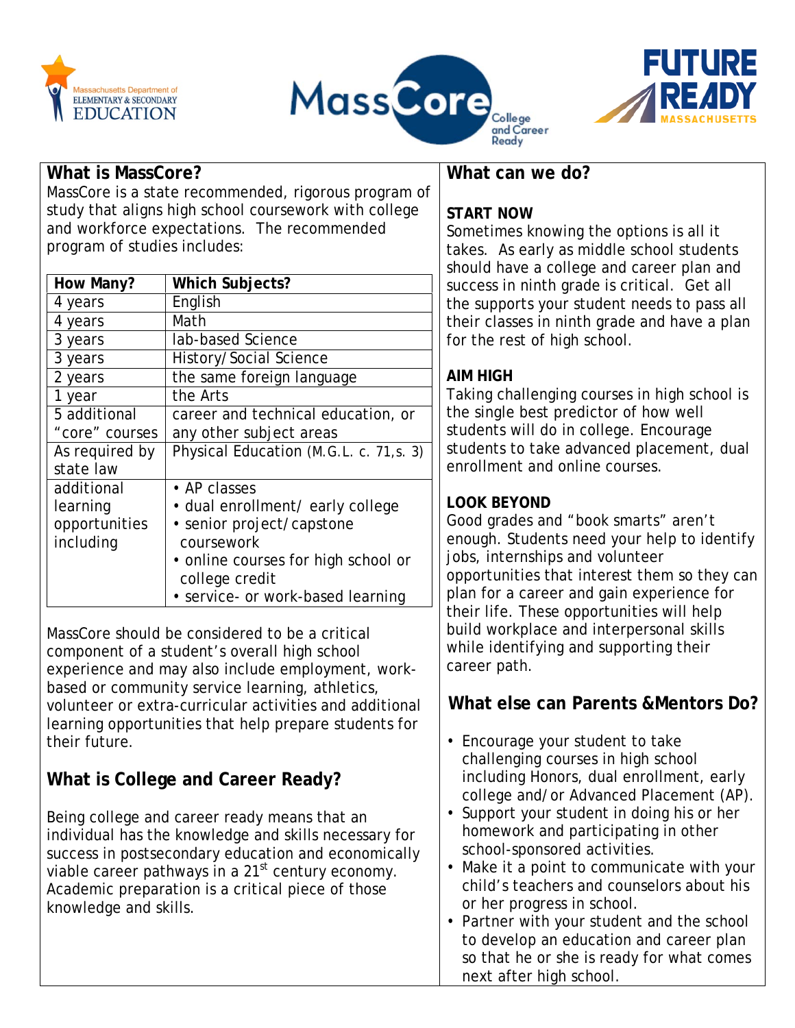Massachusetts Department of ELEMENTARY & SECONDARY EDUCATION

MassCore College and Career Ready

FUTURE READY MASSACHUSETTS

## What is MassCore?

MassCore is a state recommended, rigorous program of study that aligns high school coursework with college and workforce expectations. The recommended program of studies includes:

| How Many? | Which Subjects? |
|---|---|
| 4 years | English |
| 4 years | Math |
| 3 years | lab-based Science |
| 3 years | History/Social Science |
| 2 years | the same foreign language |
| 1 year | the Arts |
| 5 additional "core" courses | career and technical education, or any other subject areas |
| As required by state law | Physical Education (M.G.L. c. 71,s. 3) |
| additional learning opportunities including | • AP classes<br>• dual enrollment/ early college<br>• senior project/capstone coursework<br>• online courses for high school or college credit<br>• service- or work-based learning |

MassCore should be considered to be a critical component of a student's overall high school experience and may also include employment, work-based or community service learning, athletics, volunteer or extra-curricular activities and additional learning opportunities that help prepare students for their future.

## What is College and Career Ready?

Being college and career ready means that an individual has the knowledge and skills necessary for success in postsecondary education and economically viable career pathways in a 21st century economy. Academic preparation is a critical piece of those knowledge and skills.

## What can we do?

**START NOW**
Sometimes knowing the options is all it takes. As early as middle school students should have a college and career plan and success in ninth grade is critical. Get all the supports your student needs to pass all their classes in ninth grade and have a plan for the rest of high school.

**AIM HIGH**
Taking challenging courses in high school is the single best predictor of how well students will do in college. Encourage students to take advanced placement, dual enrollment and online courses.

**LOOK BEYOND**
Good grades and "book smarts" aren't enough. Students need your help to identify jobs, internships and volunteer opportunities that interest them so they can plan for a career and gain experience for their life. These opportunities will help build workplace and interpersonal skills while identifying and supporting their career path.

## What else can Parents &Mentors Do?

- Encourage your student to take challenging courses in high school including Honors, dual enrollment, early college and/or Advanced Placement (AP).
- Support your student in doing his or her homework and participating in other school-sponsored activities.
- Make it a point to communicate with your child's teachers and counselors about his or her progress in school.
- Partner with your student and the school to develop an education and career plan so that he or she is ready for what comes next after high school.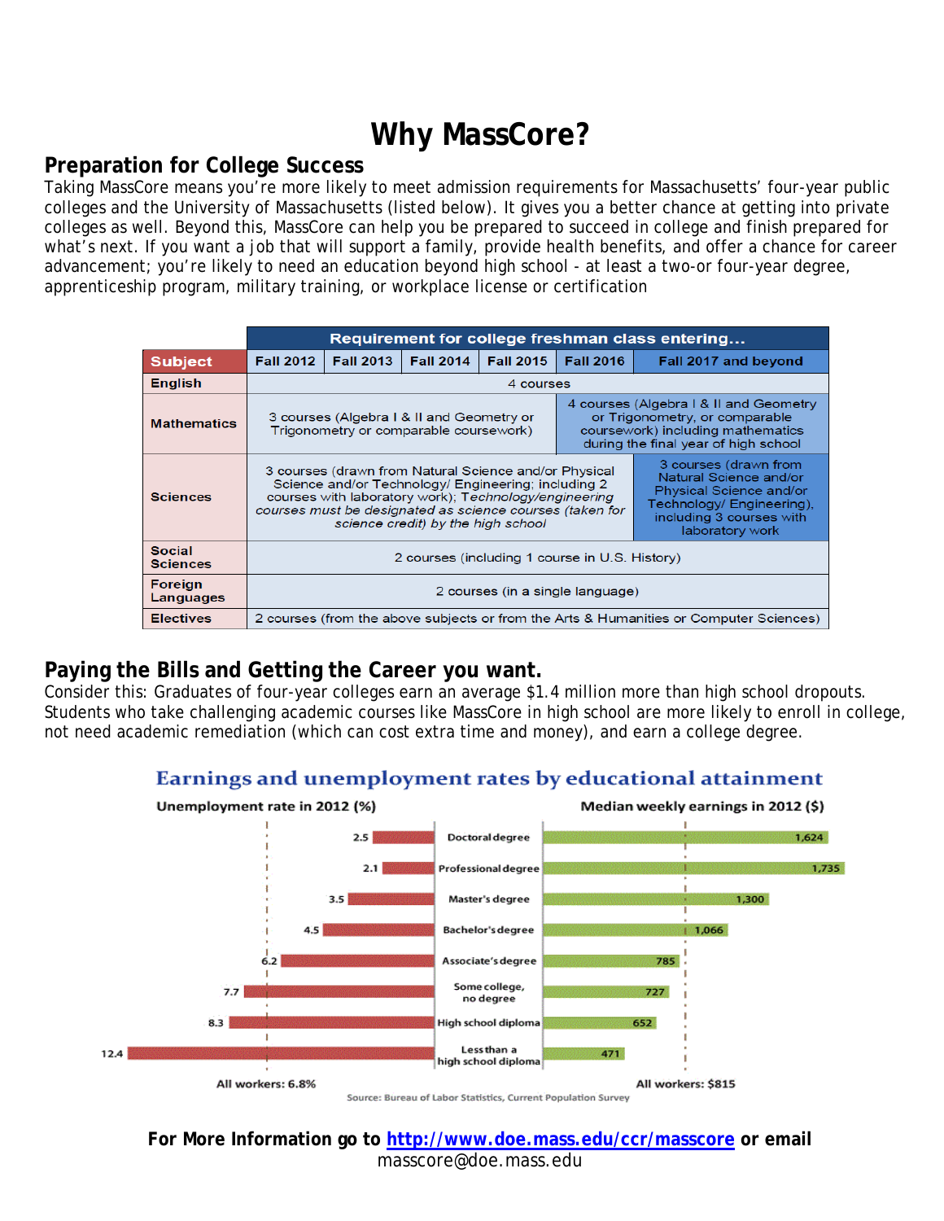# Why MassCore?

## Preparation for College Success

Taking MassCore means you're more likely to meet admission requirements for Massachusetts' four-year public colleges and the University of Massachusetts (listed below). It gives you a better chance at getting into private colleges as well. Beyond this, MassCore can help you be prepared to succeed in college and finish prepared for what's next. If you want a job that will support a family, provide health benefits, and offer a chance for career advancement; you're likely to need an education beyond high school - at least a two-or four-year degree, apprenticeship program, military training, or workplace license or certification

| | Requirement for college freshman class entering... | | | | | |
|---|---|---|---|---|---|---|
| **Subject** | **Fall 2012** | **Fall 2013** | **Fall 2014** | **Fall 2015** | **Fall 2016** | **Fall 2017 and beyond** |
| **English** | 4 courses | | | | | |
| **Mathematics** | 3 courses (Algebra I & II and Geometry or Trigonometry or comparable coursework) | | | | 4 courses (Algebra I & II and Geometry or Trigonometry, or comparable coursework) including mathematics during the final year of high school | |
| **Sciences** | 3 courses (drawn from Natural Science and/or Physical Science and/or Technology/ Engineering; including 2 courses with laboratory work); *Technology/engineering courses must be designated as science courses (taken for science credit) by the high school* | | | | | 3 courses (drawn from Natural Science and/or Physical Science and/or Technology/ Engineering), including 3 courses with laboratory work |
| **Social Sciences** | 2 courses (including 1 course in U.S. History) | | | | | |
| **Foreign Languages** | 2 courses (in a single language) | | | | | |
| **Electives** | 2 courses (from the above subjects or from the Arts & Humanities or Computer Sciences) | | | | | |

## Paying the Bills and Getting the Career you want.

Consider this: Graduates of four-year colleges earn an average $1.4 million more than high school dropouts. Students who take challenging academic courses like MassCore in high school are more likely to enroll in college, not need academic remediation (which can cost extra time and money), and earn a college degree.

Earnings and unemployment rates by educational attainment

Unemployment rate in 2012 (%)

Median weekly earnings in 2012 ($)

Doctoral degree 2.5 1,624

Professional degree 2.1 1,735

Master's degree 3.5 1,300

Bachelor's degree 4.5 1,066

Associate's degree 6.2 785

Some college, no degree 7.7 727

High school diploma 8.3 652

Less than a high school diploma 12.4 471

All workers: 6.8%

All workers: $815

Source: Bureau of Labor Statistics, Current Population Survey

**For More Information go to [http://www.doe.mass.edu/ccr/masscore](http://www.doe.mass.edu/ccr/masscore) or email** masscore@doe.mass.edu